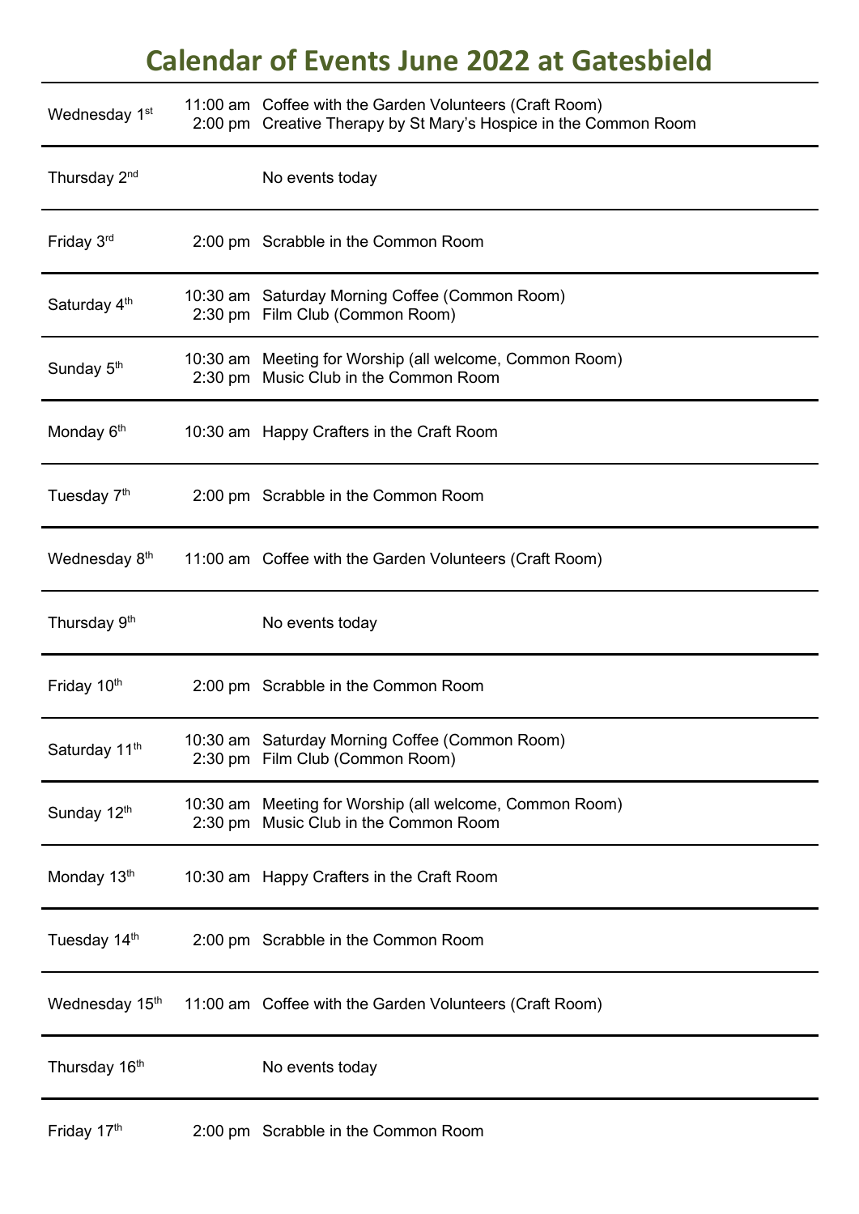# Calendar of Events June 2022 at Gatesbield

| Day | Time | Event |
|---|---|---|
| Wednesday 1st | 11:00 am<br>2:00 pm | Coffee with the Garden Volunteers (Craft Room)<br>Creative Therapy by St Mary's Hospice in the Common Room |
| Thursday 2nd | | No events today |
| Friday 3rd | 2:00 pm | Scrabble in the Common Room |
| Saturday 4th | 10:30 am<br>2:30 pm | Saturday Morning Coffee (Common Room)<br>Film Club (Common Room) |
| Sunday 5th | 10:30 am<br>2:30 pm | Meeting for Worship (all welcome, Common Room)<br>Music Club in the Common Room |
| Monday 6th | 10:30 am | Happy Crafters in the Craft Room |
| Tuesday 7th | 2:00 pm | Scrabble in the Common Room |
| Wednesday 8th | 11:00 am | Coffee with the Garden Volunteers (Craft Room) |
| Thursday 9th | | No events today |
| Friday 10th | 2:00 pm | Scrabble in the Common Room |
| Saturday 11th | 10:30 am<br>2:30 pm | Saturday Morning Coffee (Common Room)<br>Film Club (Common Room) |
| Sunday 12th | 10:30 am<br>2:30 pm | Meeting for Worship (all welcome, Common Room)<br>Music Club in the Common Room |
| Monday 13th | 10:30 am | Happy Crafters in the Craft Room |
| Tuesday 14th | 2:00 pm | Scrabble in the Common Room |
| Wednesday 15th | 11:00 am | Coffee with the Garden Volunteers (Craft Room) |
| Thursday 16th | | No events today |
| Friday 17th | 2:00 pm | Scrabble in the Common Room |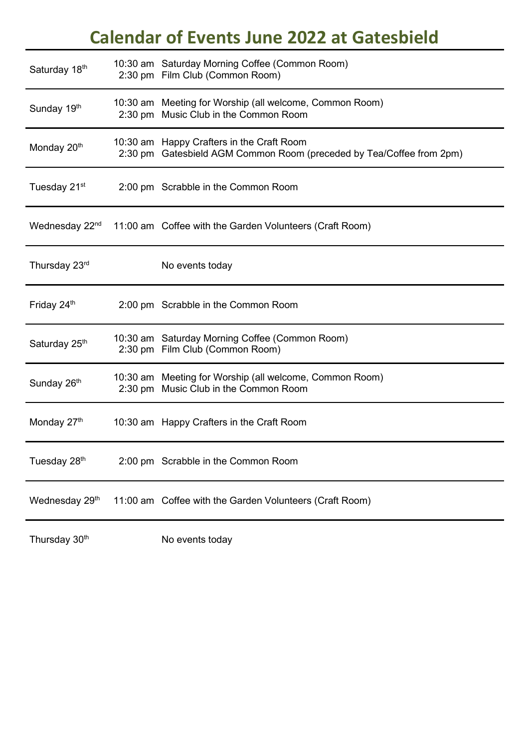# Calendar of Events June 2022 at Gatesbield

| | | |
|---|---|---|
| Saturday 18th | 10:30 am<br>2:30 pm | Saturday Morning Coffee (Common Room)<br>Film Club (Common Room) |
| Sunday 19th | 10:30 am<br>2:30 pm | Meeting for Worship (all welcome, Common Room)<br>Music Club in the Common Room |
| Monday 20th | 10:30 am<br>2:30 pm | Happy Crafters in the Craft Room<br>Gatesbield AGM Common Room (preceded by Tea/Coffee from 2pm) |
| Tuesday 21st | 2:00 pm | Scrabble in the Common Room |
| Wednesday 22nd | 11:00 am | Coffee with the Garden Volunteers (Craft Room) |
| Thursday 23rd | | No events today |
| Friday 24th | 2:00 pm | Scrabble in the Common Room |
| Saturday 25th | 10:30 am<br>2:30 pm | Saturday Morning Coffee (Common Room)<br>Film Club (Common Room) |
| Sunday 26th | 10:30 am<br>2:30 pm | Meeting for Worship (all welcome, Common Room)<br>Music Club in the Common Room |
| Monday 27th | 10:30 am | Happy Crafters in the Craft Room |
| Tuesday 28th | 2:00 pm | Scrabble in the Common Room |
| Wednesday 29th | 11:00 am | Coffee with the Garden Volunteers (Craft Room) |
| Thursday 30th | | No events today |